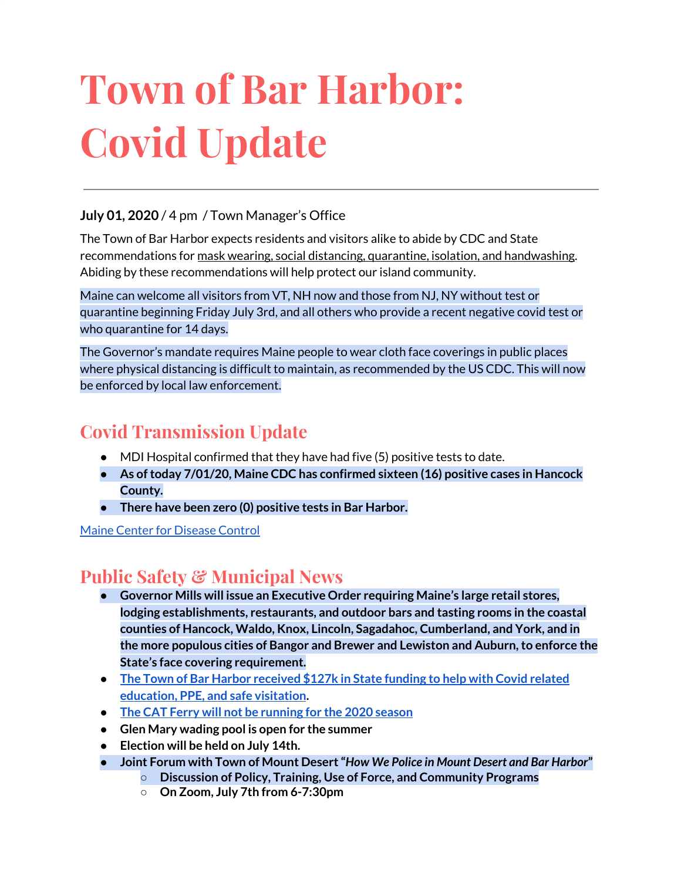# Town of Bar Harbor: Covid Update

**July 01, 2020** / 4 pm / Town Manager's Office

The Town of Bar Harbor expects residents and visitors alike to abide by CDC and State recommendations for mask wearing, social distancing, quarantine, isolation, and handwashing. Abiding by these recommendations will help protect our island community.

Maine can welcome all visitors from VT, NH now and those from NJ, NY without test or quarantine beginning Friday July 3rd, and all others who provide a recent negative covid test or who quarantine for 14 days.

The Governor's mandate requires Maine people to wear cloth face coverings in public places where physical distancing is difficult to maintain, as recommended by the US CDC. This will now be enforced by local law enforcement.

## Covid Transmission Update

- MDI Hospital confirmed that they have had five (5) positive tests to date.
- **As of today 7/01/20, Maine CDC has confirmed sixteen (16) positive cases in Hancock County.**
- **There have been zero (0) positive tests in Bar Harbor.**

Maine Center for Disease Control

## Public Safety & Municipal News

- **Governor Mills will issue an Executive Order requiring Maine's large retail stores, lodging establishments, restaurants, and outdoor bars and tasting rooms in the coastal counties of Hancock, Waldo, Knox, Lincoln, Sagadahoc, Cumberland, and York, and in the more populous cities of Bangor and Brewer and Lewiston and Auburn, to enforce the State's face covering requirement.**
- **The Town of Bar Harbor received $127k in State funding to help with Covid related education, PPE, and safe visitation.**
- **The CAT Ferry will not be running for the 2020 season**
- **Glen Mary wading pool is open for the summer**
- **Election will be held on July 14th.**
- **Joint Forum with Town of Mount Desert *"How We Police in Mount Desert and Bar Harbor"***
  - **Discussion of Policy, Training, Use of Force, and Community Programs**
  - **On Zoom, July 7th from 6-7:30pm**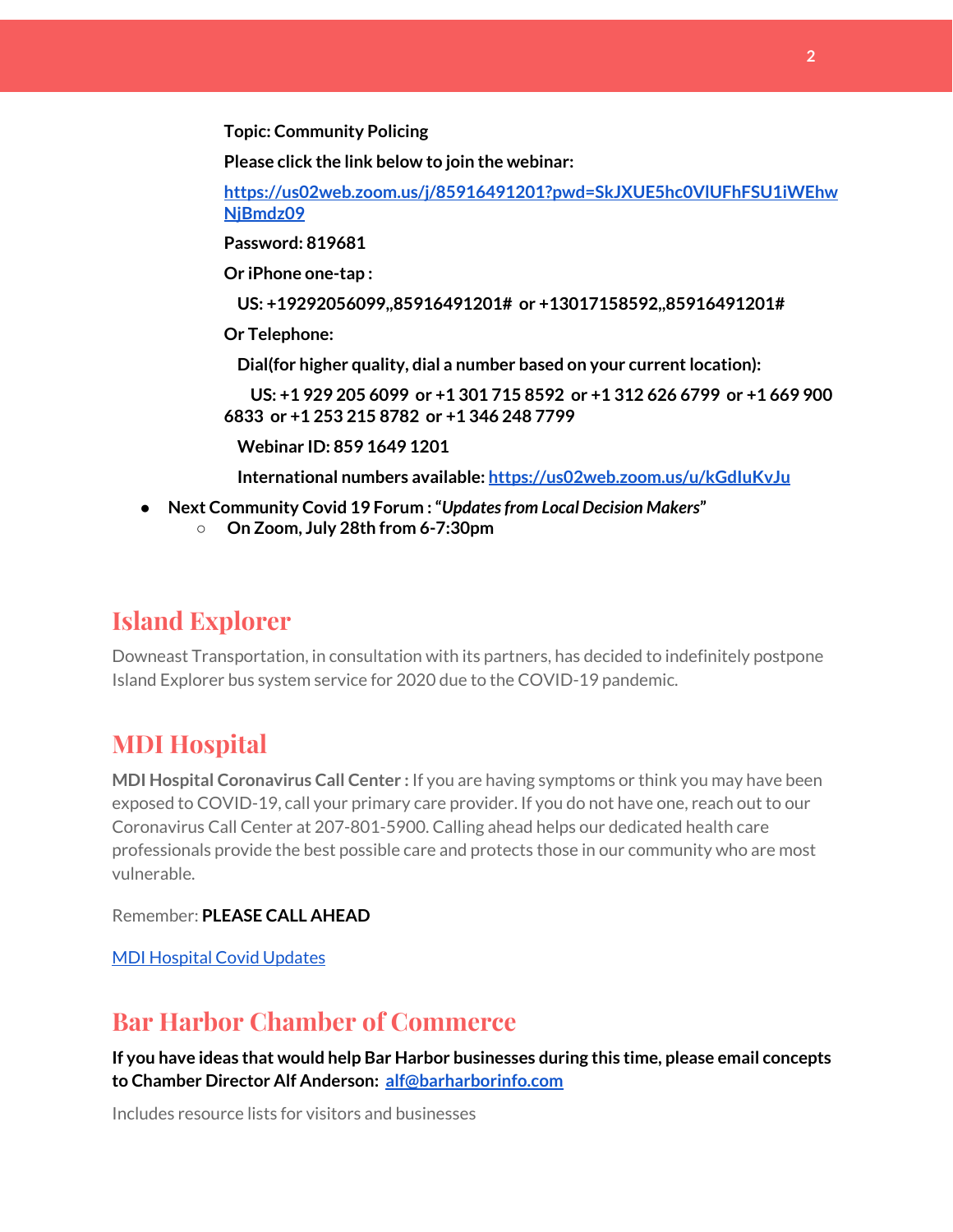**Topic: Community Policing**

**Please click the link below to join the webinar:**

**[https://us02web.zoom.us/j/85916491201?pwd=SkJXUE5hc0VlUFhFSU1iWEhwNjBmdz09](https://us02web.zoom.us/j/85916491201?pwd=SkJXUE5hc0VlUFhFSU1iWEhwNjBmdz09)**

**Password: 819681**

**Or iPhone one-tap :**

**US: +19292056099,,85916491201# or +13017158592,,85916491201#**

**Or Telephone:**

**Dial(for higher quality, dial a number based on your current location):**

**US: +1 929 205 6099 or +1 301 715 8592 or +1 312 626 6799 or +1 669 900 6833 or +1 253 215 8782 or +1 346 248 7799**

**Webinar ID: 859 1649 1201**

**International numbers available: [https://us02web.zoom.us/u/kGdIuKvJu](https://us02web.zoom.us/u/kGdIuKvJu)**

- **Next Community Covid 19 Forum : "*Updates from Local Decision Makers*"**
  - **On Zoom, July 28th from 6-7:30pm**

## Island Explorer

Downeast Transportation, in consultation with its partners, has decided to indefinitely postpone Island Explorer bus system service for 2020 due to the COVID-19 pandemic.

## MDI Hospital

**MDI Hospital Coronavirus Call Center :** If you are having symptoms or think you may have been exposed to COVID-19, call your primary care provider. If you do not have one, reach out to our Coronavirus Call Center at 207-801-5900. Calling ahead helps our dedicated health care professionals provide the best possible care and protects those in our community who are most vulnerable.

Remember: **PLEASE CALL AHEAD**

MDI Hospital Covid Updates

## Bar Harbor Chamber of Commerce

**If you have ideas that would help Bar Harbor businesses during this time, please email concepts to Chamber Director Alf Anderson: [alf@barharborinfo.com](mailto:alf@barharborinfo.com)**

Includes resource lists for visitors and businesses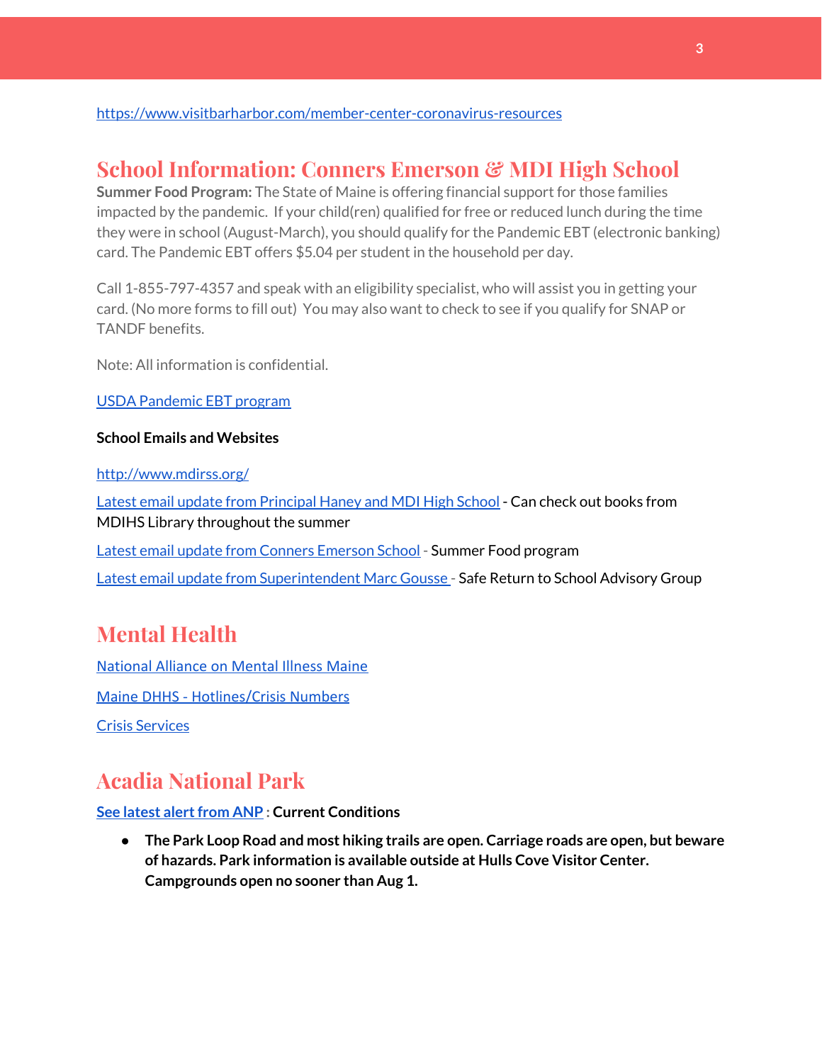https://www.visitbarharbor.com/member-center-coronavirus-resources

## School Information: Conners Emerson & MDI High School

**Summer Food Program:** The State of Maine is offering financial support for those families impacted by the pandemic. If your child(ren) qualified for free or reduced lunch during the time they were in school (August-March), you should qualify for the Pandemic EBT (electronic banking) card. The Pandemic EBT offers $5.04 per student in the household per day.

Call 1-855-797-4357 and speak with an eligibility specialist, who will assist you in getting your card. (No more forms to fill out) You may also want to check to see if you qualify for SNAP or TANDF benefits.

Note: All information is confidential.

USDA Pandemic EBT program

**School Emails and Websites**

http://www.mdirss.org/

Latest email update from Principal Haney and MDI High School - Can check out books from MDIHS Library throughout the summer

Latest email update from Conners Emerson School - Summer Food program

Latest email update from Superintendent Marc Gousse - Safe Return to School Advisory Group

## Mental Health

National Alliance on Mental Illness Maine

Maine DHHS - Hotlines/Crisis Numbers

Crisis Services

## Acadia National Park

**See latest alert from ANP : Current Conditions**

- **The Park Loop Road and most hiking trails are open. Carriage roads are open, but beware of hazards. Park information is available outside at Hulls Cove Visitor Center. Campgrounds open no sooner than Aug 1.**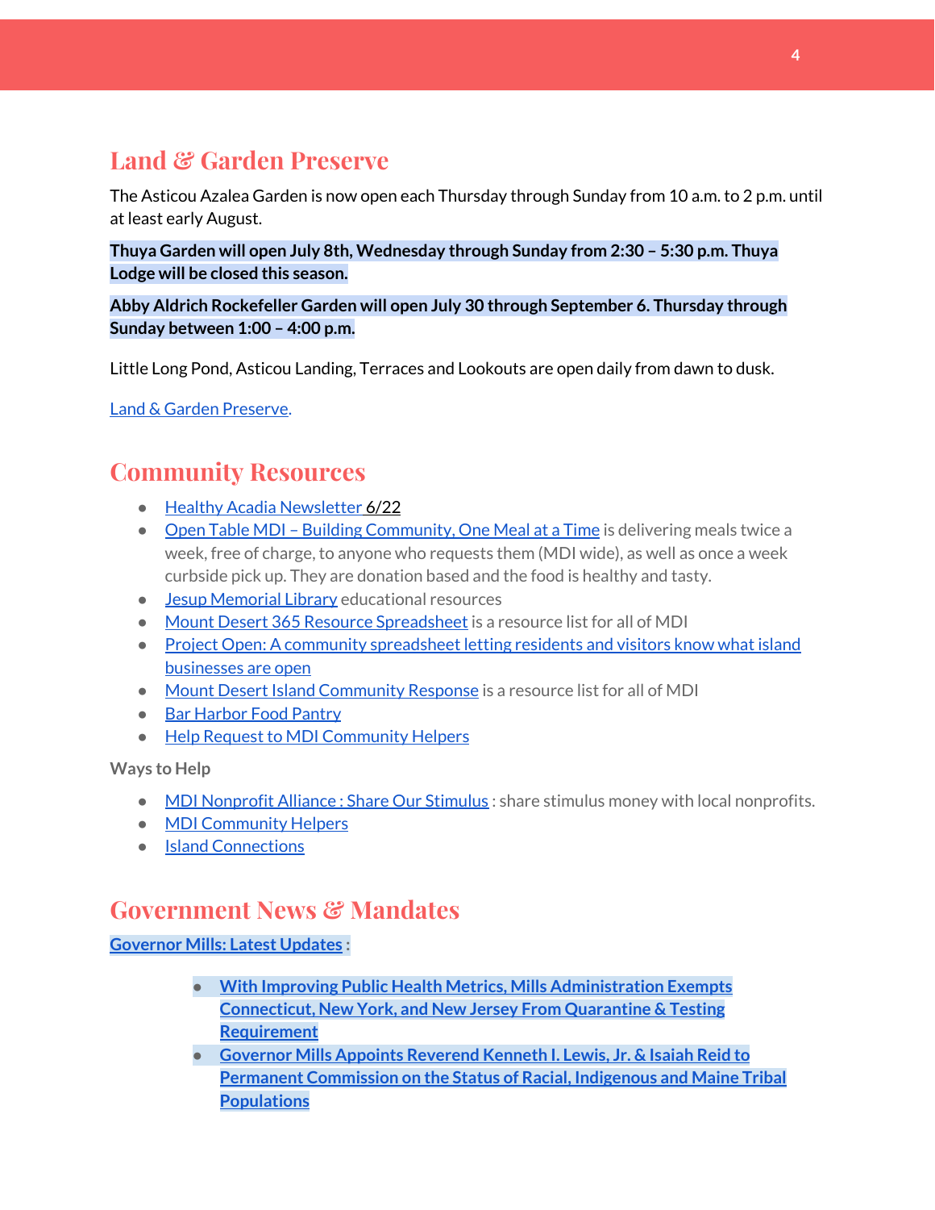## Land & Garden Preserve

The Asticou Azalea Garden is now open each Thursday through Sunday from 10 a.m. to 2 p.m. until at least early August.

**Thuya Garden will open July 8th, Wednesday through Sunday from 2:30 – 5:30 p.m. Thuya Lodge will be closed this season.**

**Abby Aldrich Rockefeller Garden will open July 30 through September 6. Thursday through Sunday between 1:00 – 4:00 p.m.**

Little Long Pond, Asticou Landing, Terraces and Lookouts are open daily from dawn to dusk.

Land & Garden Preserve.

## Community Resources

- Healthy Acadia Newsletter 6/22
- Open Table MDI – Building Community, One Meal at a Time is delivering meals twice a week, free of charge, to anyone who requests them (MDI wide), as well as once a week curbside pick up. They are donation based and the food is healthy and tasty.
- Jesup Memorial Library educational resources
- Mount Desert 365 Resource Spreadsheet is a resource list for all of MDI
- Project Open: A community spreadsheet letting residents and visitors know what island businesses are open
- Mount Desert Island Community Response is a resource list for all of MDI
- Bar Harbor Food Pantry
- Help Request to MDI Community Helpers

**Ways to Help**

- MDI Nonprofit Alliance : Share Our Stimulus : share stimulus money with local nonprofits.
- MDI Community Helpers
- Island Connections

## Government News & Mandates

**Governor Mills: Latest Updates :**

- **With Improving Public Health Metrics, Mills Administration Exempts Connecticut, New York, and New Jersey From Quarantine & Testing Requirement**
- **Governor Mills Appoints Reverend Kenneth I. Lewis, Jr. & Isaiah Reid to Permanent Commission on the Status of Racial, Indigenous and Maine Tribal Populations**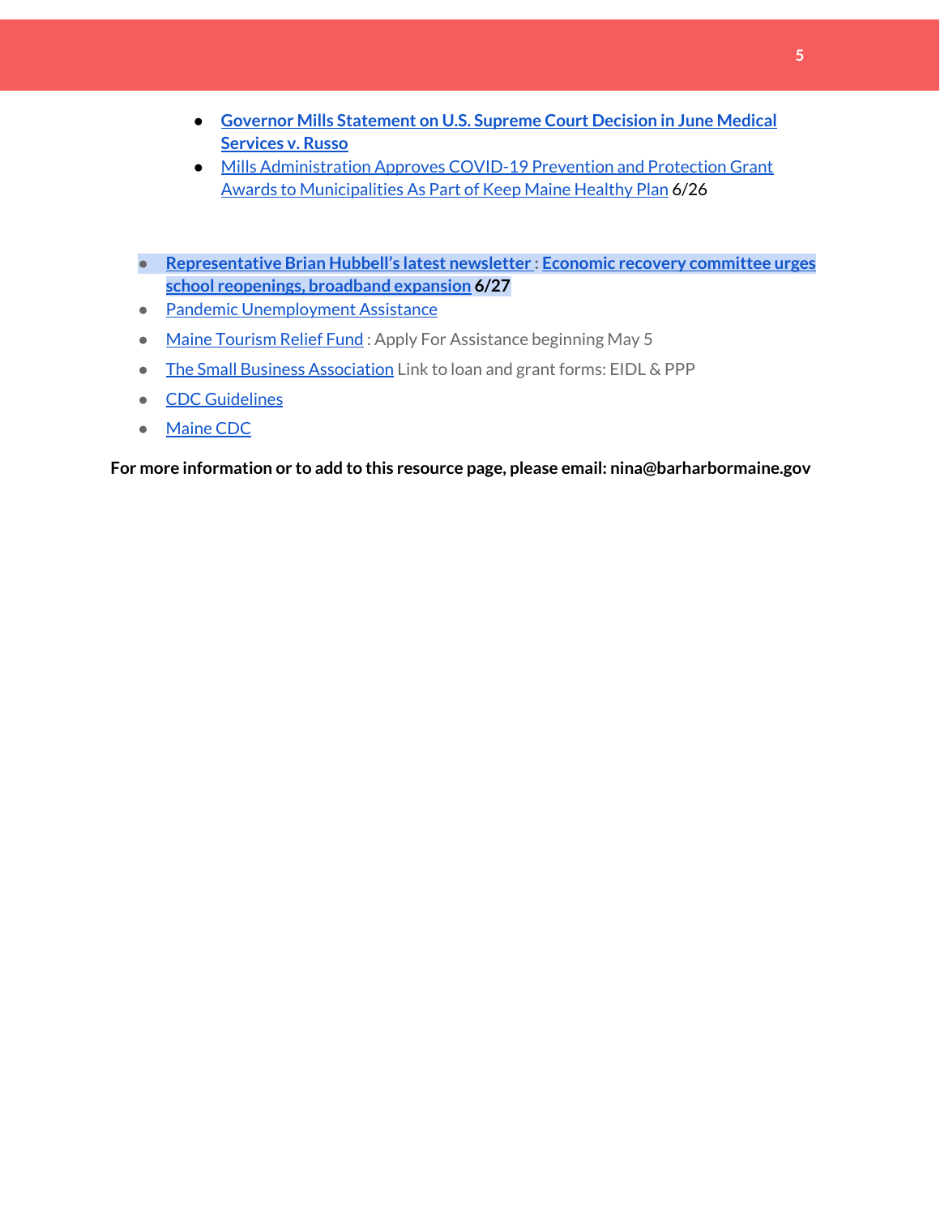- **Governor Mills Statement on U.S. Supreme Court Decision in June Medical Services v. Russo**
- Mills Administration Approves COVID-19 Prevention and Protection Grant Awards to Municipalities As Part of Keep Maine Healthy Plan 6/26

- **Representative Brian Hubbell's latest newsletter : Economic recovery committee urges school reopenings, broadband expansion 6/27**
- Pandemic Unemployment Assistance
- Maine Tourism Relief Fund : Apply For Assistance beginning May 5
- The Small Business Association Link to loan and grant forms: EIDL & PPP
- CDC Guidelines
- Maine CDC

**For more information or to add to this resource page, please email: nina@barharbormaine.gov**